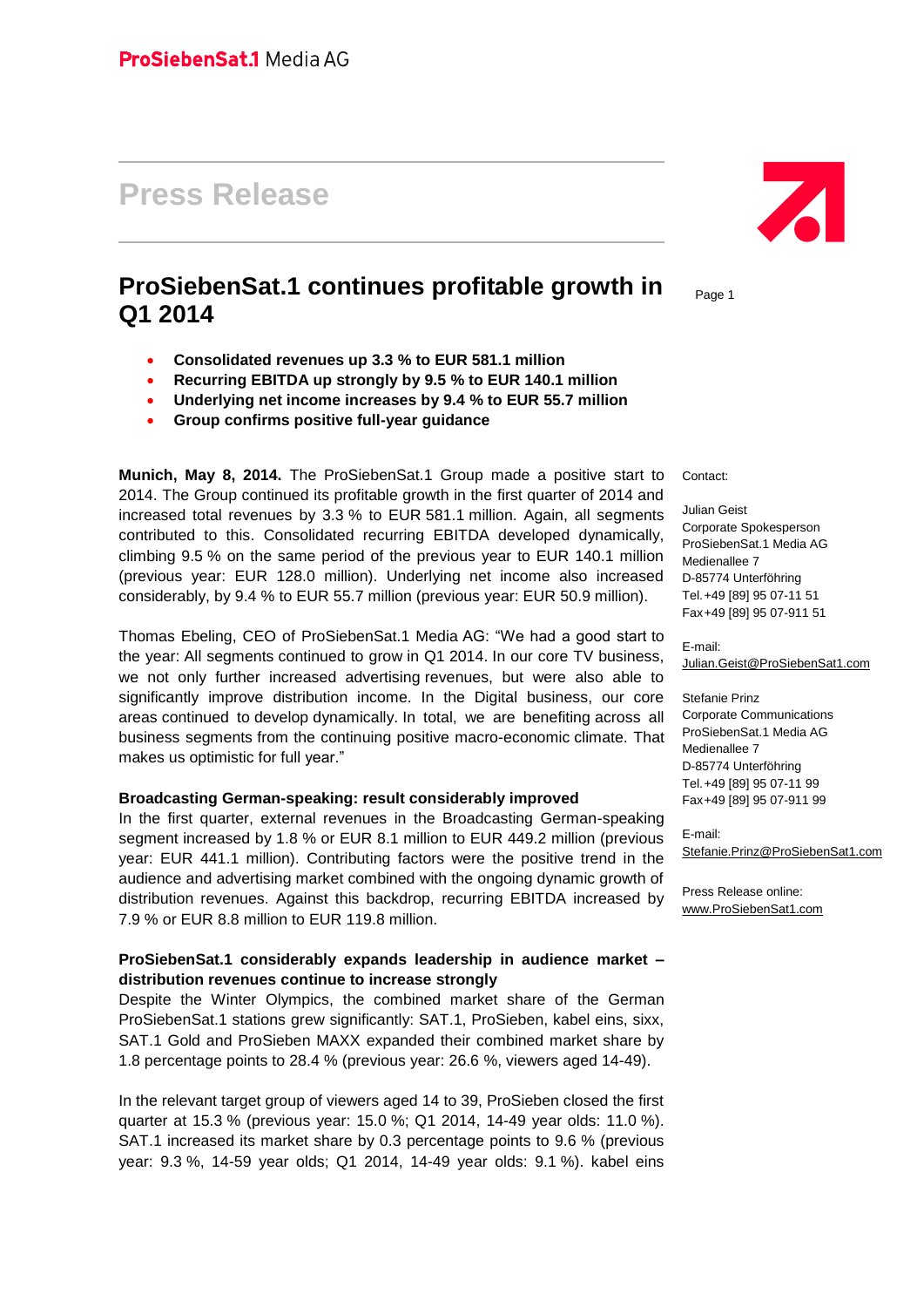ProSiebenSat.1 Media AG

# Press Release

## ProSiebenSat.1 continues profitable growth in Q1 2014

- **Consolidated revenues up 3.3 % to EUR 581.1 million**
- **Recurring EBITDA up strongly by 9.5 % to EUR 140.1 million**
- **Underlying net income increases by 9.4 % to EUR 55.7 million**
- **Group confirms positive full-year guidance**

**Munich, May 8, 2014.** The ProSiebenSat.1 Group made a positive start to 2014. The Group continued its profitable growth in the first quarter of 2014 and increased total revenues by 3.3 % to EUR 581.1 million. Again, all segments contributed to this. Consolidated recurring EBITDA developed dynamically, climbing 9.5 % on the same period of the previous year to EUR 140.1 million (previous year: EUR 128.0 million). Underlying net income also increased considerably, by 9.4 % to EUR 55.7 million (previous year: EUR 50.9 million).

Thomas Ebeling, CEO of ProSiebenSat.1 Media AG: "We had a good start to the year: All segments continued to grow in Q1 2014. In our core TV business, we not only further increased advertising revenues, but were also able to significantly improve distribution income. In the Digital business, our core areas continued to develop dynamically. In total, we are benefiting across all business segments from the continuing positive macro-economic climate. That makes us optimistic for full year."

**Broadcasting German-speaking: result considerably improved**

In the first quarter, external revenues in the Broadcasting German-speaking segment increased by 1.8 % or EUR 8.1 million to EUR 449.2 million (previous year: EUR 441.1 million). Contributing factors were the positive trend in the audience and advertising market combined with the ongoing dynamic growth of distribution revenues. Against this backdrop, recurring EBITDA increased by 7.9 % or EUR 8.8 million to EUR 119.8 million.

**ProSiebenSat.1 considerably expands leadership in audience market – distribution revenues continue to increase strongly**

Despite the Winter Olympics, the combined market share of the German ProSiebenSat.1 stations grew significantly: SAT.1, ProSieben, kabel eins, sixx, SAT.1 Gold and ProSieben MAXX expanded their combined market share by 1.8 percentage points to 28.4 % (previous year: 26.6 %, viewers aged 14-49).

In the relevant target group of viewers aged 14 to 39, ProSieben closed the first quarter at 15.3 % (previous year: 15.0 %; Q1 2014, 14-49 year olds: 11.0 %). SAT.1 increased its market share by 0.3 percentage points to 9.6 % (previous year: 9.3 %, 14-59 year olds; Q1 2014, 14-49 year olds: 9.1 %). kabel eins

Contact:

Julian Geist
Corporate Spokesperson
ProSiebenSat.1 Media AG
Medienallee 7
D-85774 Unterföhring
Tel. +49 [89] 95 07-11 51
Fax +49 [89] 95 07-911 51

E-mail:
Julian.Geist@ProSiebenSat1.com

Stefanie Prinz
Corporate Communications
ProSiebenSat.1 Media AG
Medienallee 7
D-85774 Unterföhring
Tel. +49 [89] 95 07-11 99
Fax +49 [89] 95 07-911 99

E-mail:
Stefanie.Prinz@ProSiebenSat1.com

Press Release online:
www.ProSiebenSat1.com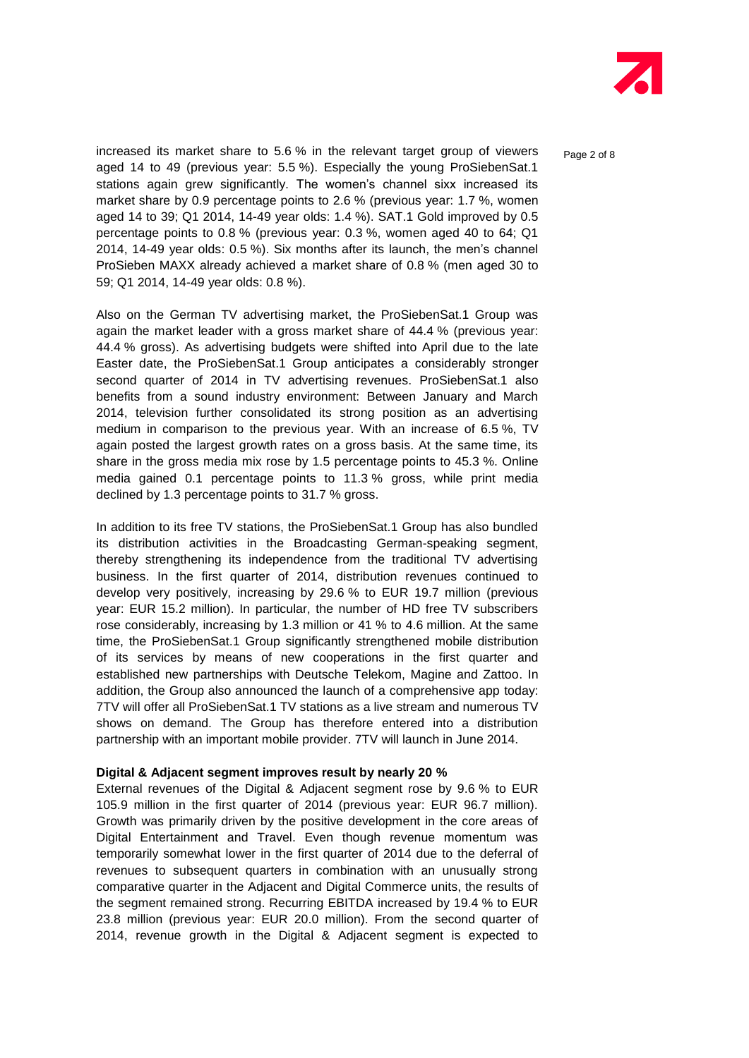increased its market share to 5.6 % in the relevant target group of viewers aged 14 to 49 (previous year: 5.5 %). Especially the young ProSiebenSat.1 stations again grew significantly. The women's channel sixx increased its market share by 0.9 percentage points to 2.6 % (previous year: 1.7 %, women aged 14 to 39; Q1 2014, 14-49 year olds: 1.4 %). SAT.1 Gold improved by 0.5 percentage points to 0.8 % (previous year: 0.3 %, women aged 40 to 64; Q1 2014, 14-49 year olds: 0.5 %). Six months after its launch, the men's channel ProSieben MAXX already achieved a market share of 0.8 % (men aged 30 to 59; Q1 2014, 14-49 year olds: 0.8 %).

Also on the German TV advertising market, the ProSiebenSat.1 Group was again the market leader with a gross market share of 44.4 % (previous year: 44.4 % gross). As advertising budgets were shifted into April due to the late Easter date, the ProSiebenSat.1 Group anticipates a considerably stronger second quarter of 2014 in TV advertising revenues. ProSiebenSat.1 also benefits from a sound industry environment: Between January and March 2014, television further consolidated its strong position as an advertising medium in comparison to the previous year. With an increase of 6.5 %, TV again posted the largest growth rates on a gross basis. At the same time, its share in the gross media mix rose by 1.5 percentage points to 45.3 %. Online media gained 0.1 percentage points to 11.3 % gross, while print media declined by 1.3 percentage points to 31.7 % gross.

In addition to its free TV stations, the ProSiebenSat.1 Group has also bundled its distribution activities in the Broadcasting German-speaking segment, thereby strengthening its independence from the traditional TV advertising business. In the first quarter of 2014, distribution revenues continued to develop very positively, increasing by 29.6 % to EUR 19.7 million (previous year: EUR 15.2 million). In particular, the number of HD free TV subscribers rose considerably, increasing by 1.3 million or 41 % to 4.6 million. At the same time, the ProSiebenSat.1 Group significantly strengthened mobile distribution of its services by means of new cooperations in the first quarter and established new partnerships with Deutsche Telekom, Magine and Zattoo. In addition, the Group also announced the launch of a comprehensive app today: 7TV will offer all ProSiebenSat.1 TV stations as a live stream and numerous TV shows on demand. The Group has therefore entered into a distribution partnership with an important mobile provider. 7TV will launch in June 2014.

**Digital & Adjacent segment improves result by nearly 20 %**

External revenues of the Digital & Adjacent segment rose by 9.6 % to EUR 105.9 million in the first quarter of 2014 (previous year: EUR 96.7 million). Growth was primarily driven by the positive development in the core areas of Digital Entertainment and Travel. Even though revenue momentum was temporarily somewhat lower in the first quarter of 2014 due to the deferral of revenues to subsequent quarters in combination with an unusually strong comparative quarter in the Adjacent and Digital Commerce units, the results of the segment remained strong. Recurring EBITDA increased by 19.4 % to EUR 23.8 million (previous year: EUR 20.0 million). From the second quarter of 2014, revenue growth in the Digital & Adjacent segment is expected to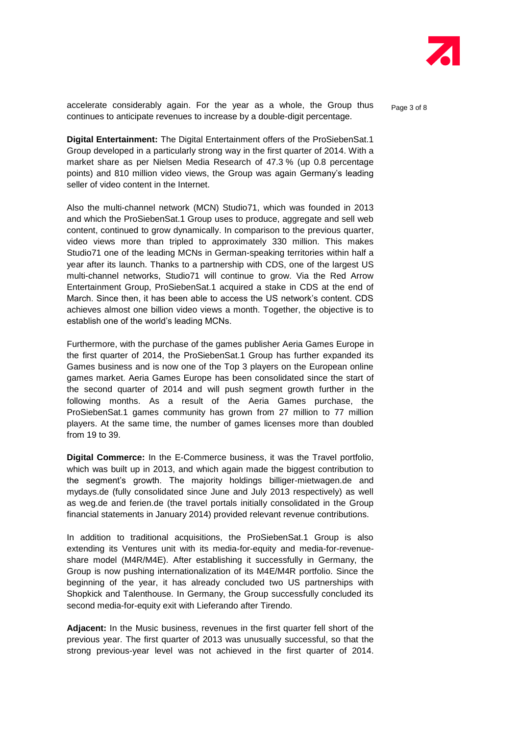accelerate considerably again. For the year as a whole, the Group thus continues to anticipate revenues to increase by a double-digit percentage.

**Digital Entertainment:** The Digital Entertainment offers of the ProSiebenSat.1 Group developed in a particularly strong way in the first quarter of 2014. With a market share as per Nielsen Media Research of 47.3 % (up 0.8 percentage points) and 810 million video views, the Group was again Germany's leading seller of video content in the Internet.

Also the multi-channel network (MCN) Studio71, which was founded in 2013 and which the ProSiebenSat.1 Group uses to produce, aggregate and sell web content, continued to grow dynamically. In comparison to the previous quarter, video views more than tripled to approximately 330 million. This makes Studio71 one of the leading MCNs in German-speaking territories within half a year after its launch. Thanks to a partnership with CDS, one of the largest US multi-channel networks, Studio71 will continue to grow. Via the Red Arrow Entertainment Group, ProSiebenSat.1 acquired a stake in CDS at the end of March. Since then, it has been able to access the US network's content. CDS achieves almost one billion video views a month. Together, the objective is to establish one of the world's leading MCNs.

Furthermore, with the purchase of the games publisher Aeria Games Europe in the first quarter of 2014, the ProSiebenSat.1 Group has further expanded its Games business and is now one of the Top 3 players on the European online games market. Aeria Games Europe has been consolidated since the start of the second quarter of 2014 and will push segment growth further in the following months. As a result of the Aeria Games purchase, the ProSiebenSat.1 games community has grown from 27 million to 77 million players. At the same time, the number of games licenses more than doubled from 19 to 39.

**Digital Commerce:** In the E-Commerce business, it was the Travel portfolio, which was built up in 2013, and which again made the biggest contribution to the segment's growth. The majority holdings billiger-mietwagen.de and mydays.de (fully consolidated since June and July 2013 respectively) as well as weg.de and ferien.de (the travel portals initially consolidated in the Group financial statements in January 2014) provided relevant revenue contributions.

In addition to traditional acquisitions, the ProSiebenSat.1 Group is also extending its Ventures unit with its media-for-equity and media-for-revenue-share model (M4R/M4E). After establishing it successfully in Germany, the Group is now pushing internationalization of its M4E/M4R portfolio. Since the beginning of the year, it has already concluded two US partnerships with Shopkick and Talenthouse. In Germany, the Group successfully concluded its second media-for-equity exit with Lieferando after Tirendo.

**Adjacent:** In the Music business, revenues in the first quarter fell short of the previous year. The first quarter of 2013 was unusually successful, so that the strong previous-year level was not achieved in the first quarter of 2014.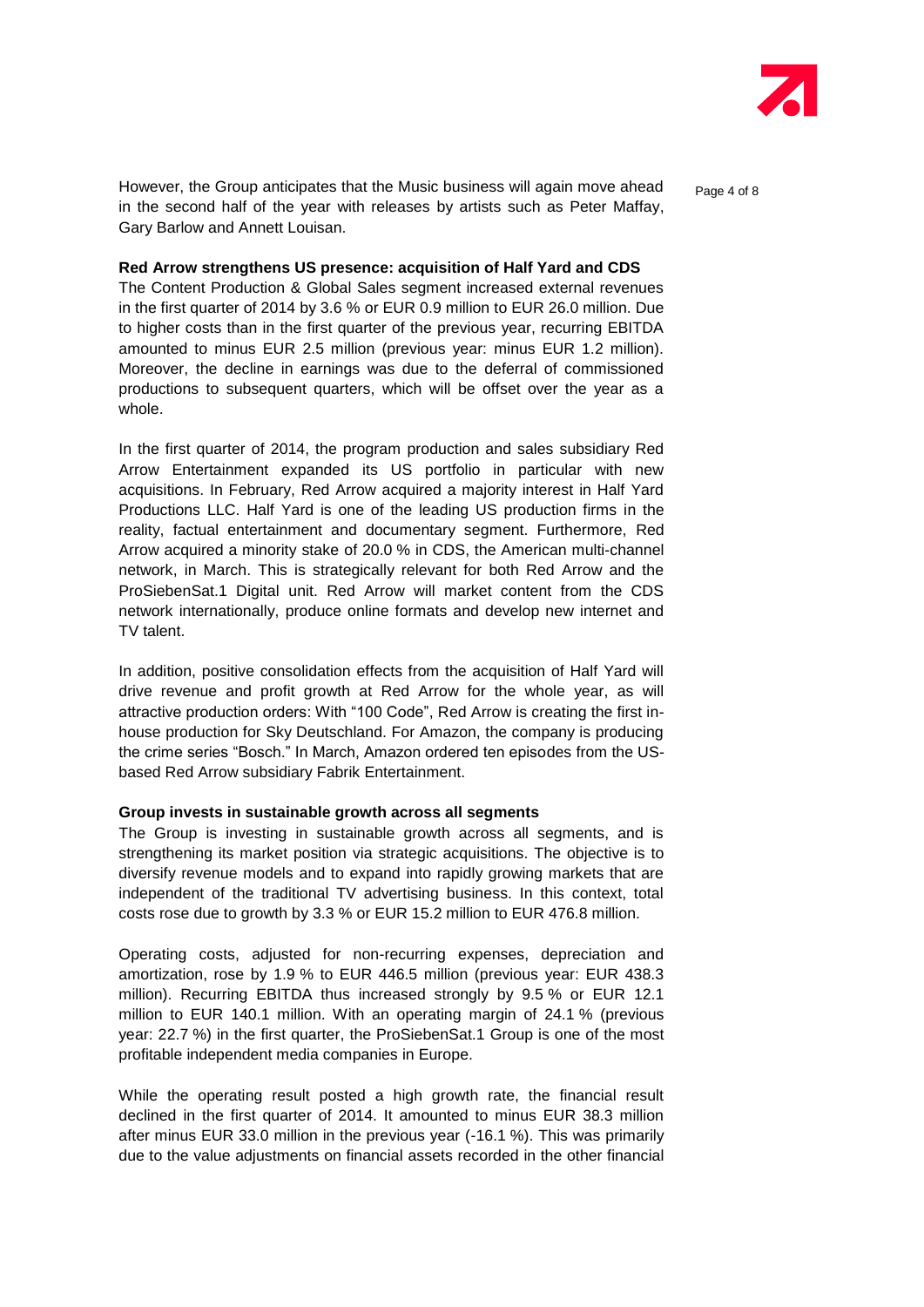However, the Group anticipates that the Music business will again move ahead in the second half of the year with releases by artists such as Peter Maffay, Gary Barlow and Annett Louisan.

**Red Arrow strengthens US presence: acquisition of Half Yard and CDS**

The Content Production & Global Sales segment increased external revenues in the first quarter of 2014 by 3.6 % or EUR 0.9 million to EUR 26.0 million. Due to higher costs than in the first quarter of the previous year, recurring EBITDA amounted to minus EUR 2.5 million (previous year: minus EUR 1.2 million). Moreover, the decline in earnings was due to the deferral of commissioned productions to subsequent quarters, which will be offset over the year as a whole.

In the first quarter of 2014, the program production and sales subsidiary Red Arrow Entertainment expanded its US portfolio in particular with new acquisitions. In February, Red Arrow acquired a majority interest in Half Yard Productions LLC. Half Yard is one of the leading US production firms in the reality, factual entertainment and documentary segment. Furthermore, Red Arrow acquired a minority stake of 20.0 % in CDS, the American multi-channel network, in March. This is strategically relevant for both Red Arrow and the ProSiebenSat.1 Digital unit. Red Arrow will market content from the CDS network internationally, produce online formats and develop new internet and TV talent.

In addition, positive consolidation effects from the acquisition of Half Yard will drive revenue and profit growth at Red Arrow for the whole year, as will attractive production orders: With "100 Code", Red Arrow is creating the first in-house production for Sky Deutschland. For Amazon, the company is producing the crime series "Bosch." In March, Amazon ordered ten episodes from the US-based Red Arrow subsidiary Fabrik Entertainment.

**Group invests in sustainable growth across all segments**

The Group is investing in sustainable growth across all segments, and is strengthening its market position via strategic acquisitions. The objective is to diversify revenue models and to expand into rapidly growing markets that are independent of the traditional TV advertising business. In this context, total costs rose due to growth by 3.3 % or EUR 15.2 million to EUR 476.8 million.

Operating costs, adjusted for non-recurring expenses, depreciation and amortization, rose by 1.9 % to EUR 446.5 million (previous year: EUR 438.3 million). Recurring EBITDA thus increased strongly by 9.5 % or EUR 12.1 million to EUR 140.1 million. With an operating margin of 24.1 % (previous year: 22.7 %) in the first quarter, the ProSiebenSat.1 Group is one of the most profitable independent media companies in Europe.

While the operating result posted a high growth rate, the financial result declined in the first quarter of 2014. It amounted to minus EUR 38.3 million after minus EUR 33.0 million in the previous year (-16.1 %). This was primarily due to the value adjustments on financial assets recorded in the other financial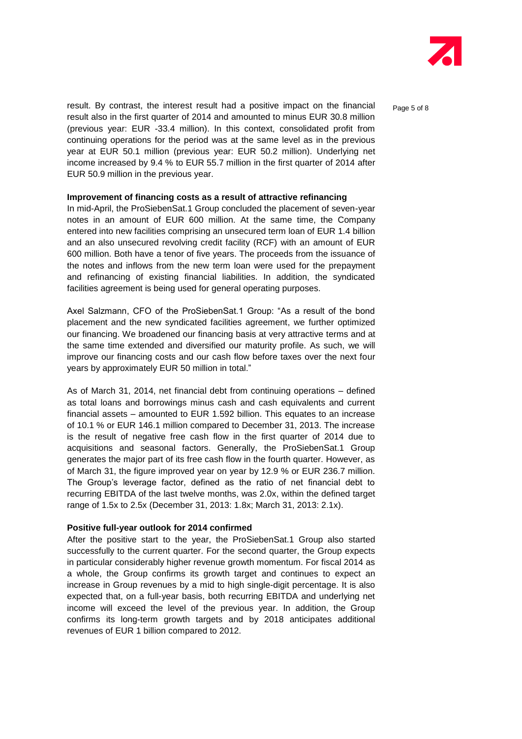result. By contrast, the interest result had a positive impact on the financial result also in the first quarter of 2014 and amounted to minus EUR 30.8 million (previous year: EUR -33.4 million). In this context, consolidated profit from continuing operations for the period was at the same level as in the previous year at EUR 50.1 million (previous year: EUR 50.2 million). Underlying net income increased by 9.4 % to EUR 55.7 million in the first quarter of 2014 after EUR 50.9 million in the previous year.

**Improvement of financing costs as a result of attractive refinancing**

In mid-April, the ProSiebenSat.1 Group concluded the placement of seven-year notes in an amount of EUR 600 million. At the same time, the Company entered into new facilities comprising an unsecured term loan of EUR 1.4 billion and an also unsecured revolving credit facility (RCF) with an amount of EUR 600 million. Both have a tenor of five years. The proceeds from the issuance of the notes and inflows from the new term loan were used for the prepayment and refinancing of existing financial liabilities. In addition, the syndicated facilities agreement is being used for general operating purposes.

Axel Salzmann, CFO of the ProSiebenSat.1 Group: "As a result of the bond placement and the new syndicated facilities agreement, we further optimized our financing. We broadened our financing basis at very attractive terms and at the same time extended and diversified our maturity profile. As such, we will improve our financing costs and our cash flow before taxes over the next four years by approximately EUR 50 million in total."

As of March 31, 2014, net financial debt from continuing operations – defined as total loans and borrowings minus cash and cash equivalents and current financial assets – amounted to EUR 1.592 billion. This equates to an increase of 10.1 % or EUR 146.1 million compared to December 31, 2013. The increase is the result of negative free cash flow in the first quarter of 2014 due to acquisitions and seasonal factors. Generally, the ProSiebenSat.1 Group generates the major part of its free cash flow in the fourth quarter. However, as of March 31, the figure improved year on year by 12.9 % or EUR 236.7 million. The Group's leverage factor, defined as the ratio of net financial debt to recurring EBITDA of the last twelve months, was 2.0x, within the defined target range of 1.5x to 2.5x (December 31, 2013: 1.8x; March 31, 2013: 2.1x).

**Positive full-year outlook for 2014 confirmed**

After the positive start to the year, the ProSiebenSat.1 Group also started successfully to the current quarter. For the second quarter, the Group expects in particular considerably higher revenue growth momentum. For fiscal 2014 as a whole, the Group confirms its growth target and continues to expect an increase in Group revenues by a mid to high single-digit percentage. It is also expected that, on a full-year basis, both recurring EBITDA and underlying net income will exceed the level of the previous year. In addition, the Group confirms its long-term growth targets and by 2018 anticipates additional revenues of EUR 1 billion compared to 2012.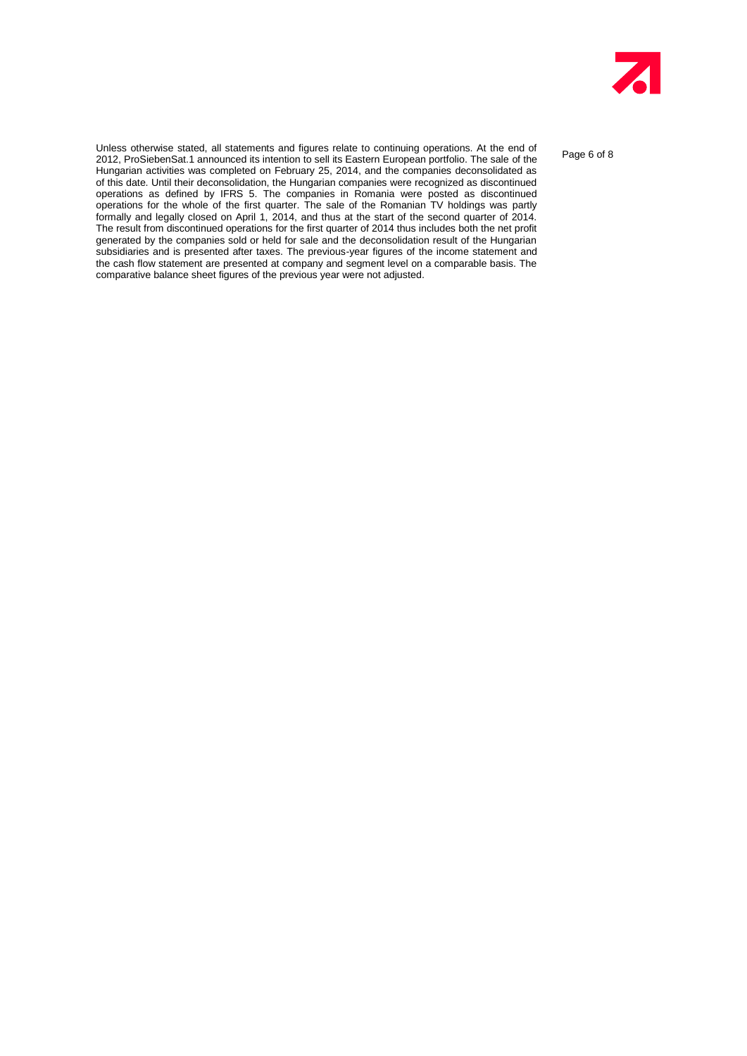Unless otherwise stated, all statements and figures relate to continuing operations. At the end of 2012, ProSiebenSat.1 announced its intention to sell its Eastern European portfolio. The sale of the Hungarian activities was completed on February 25, 2014, and the companies deconsolidated as of this date. Until their deconsolidation, the Hungarian companies were recognized as discontinued operations as defined by IFRS 5. The companies in Romania were posted as discontinued operations for the whole of the first quarter. The sale of the Romanian TV holdings was partly formally and legally closed on April 1, 2014, and thus at the start of the second quarter of 2014. The result from discontinued operations for the first quarter of 2014 thus includes both the net profit generated by the companies sold or held for sale and the deconsolidation result of the Hungarian subsidiaries and is presented after taxes. The previous-year figures of the income statement and the cash flow statement are presented at company and segment level on a comparable basis. The comparative balance sheet figures of the previous year were not adjusted.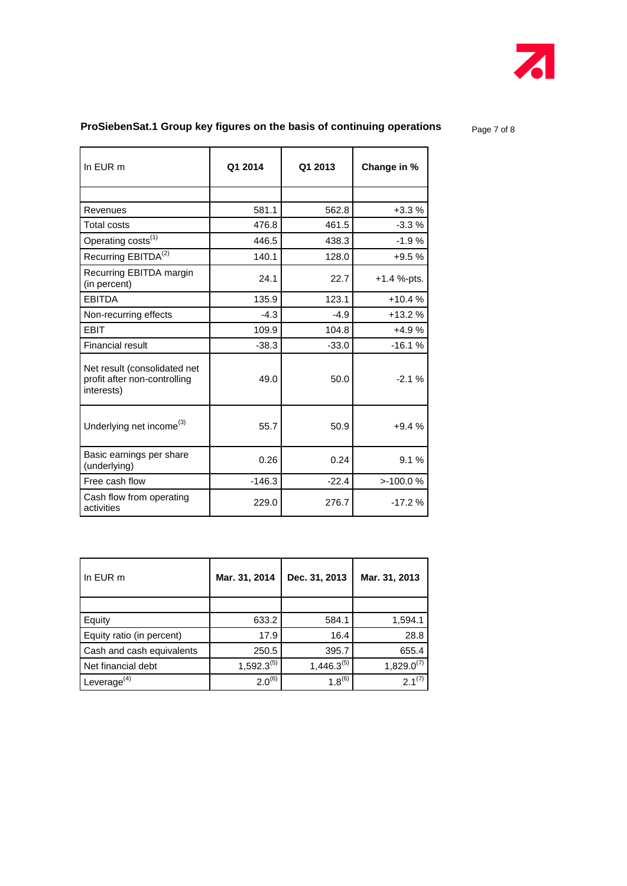## ProSiebenSat.1 Group key figures on the basis of continuing operations

| In EUR m | Q1 2014 | Q1 2013 | Change in % |
|---|---|---|---|
| | | | |
| Revenues | 581.1 | 562.8 | +3.3 % |
| Total costs | 476.8 | 461.5 | -3.3 % |
| Operating costs[(1)] | 446.5 | 438.3 | -1.9 % |
| Recurring EBITDA[(2)] | 140.1 | 128.0 | +9.5 % |
| Recurring EBITDA margin (in percent) | 24.1 | 22.7 | +1.4 %-pts. |
| EBITDA | 135.9 | 123.1 | +10.4 % |
| Non-recurring effects | -4.3 | -4.9 | +13.2 % |
| EBIT | 109.9 | 104.8 | +4.9 % |
| Financial result | -38.3 | -33.0 | -16.1 % |
| Net result (consolidated net profit after non-controlling interests) | 49.0 | 50.0 | -2.1 % |
| Underlying net income[(3)] | 55.7 | 50.9 | +9.4 % |
| Basic earnings per share (underlying) | 0.26 | 0.24 | 9.1 % |
| Free cash flow | -146.3 | -22.4 | >-100.0 % |
| Cash flow from operating activities | 229.0 | 276.7 | -17.2 % |

| In EUR m | Mar. 31, 2014 | Dec. 31, 2013 | Mar. 31, 2013 |
|---|---|---|---|
| | | | |
| Equity | 633.2 | 584.1 | 1,594.1 |
| Equity ratio (in percent) | 17.9 | 16.4 | 28.8 |
| Cash and cash equivalents | 250.5 | 395.7 | 655.4 |
| Net financial debt | 1,592.3[(5)] | 1,446.3[(5)] | 1,829.0[(7)] |
| Leverage[(4)] | 2.0[(6)] | 1.8[(6)] | 2.1[(7)] |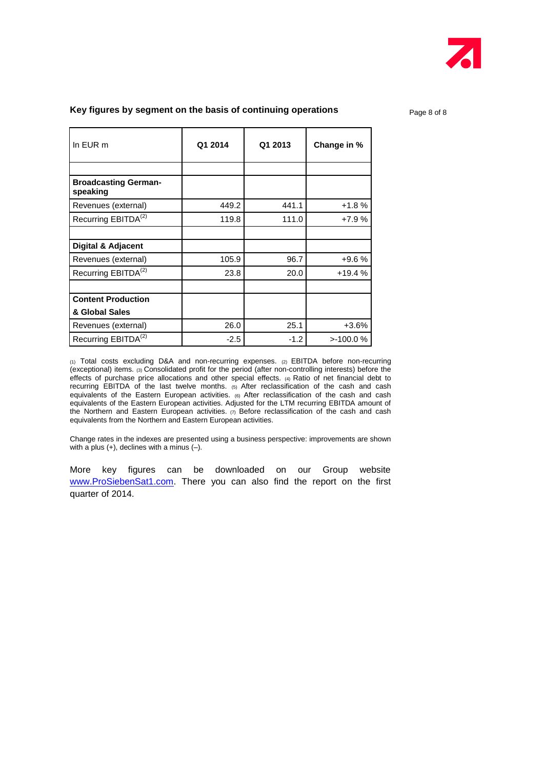**Key figures by segment on the basis of continuing operations**

| In EUR m | Q1 2014 | Q1 2013 | Change in % |
|---|---|---|---|
| | | | |
| **Broadcasting German-speaking** | | | |
| Revenues (external) | 449.2 | 441.1 | +1.8 % |
| Recurring EBITDA[(2)] | 119.8 | 111.0 | +7.9 % |
| | | | |
| **Digital & Adjacent** | | | |
| Revenues (external) | 105.9 | 96.7 | +9.6 % |
| Recurring EBITDA[(2)] | 23.8 | 20.0 | +19.4 % |
| | | | |
| **Content Production & Global Sales** | | | |
| Revenues (external) | 26.0 | 25.1 | +3.6% |
| Recurring EBITDA[(2)] | -2.5 | -1.2 | >-100.0 % |

(1) Total costs excluding D&A and non-recurring expenses. (2) EBITDA before non-recurring (exceptional) items. (3) Consolidated profit for the period (after non-controlling interests) before the effects of purchase price allocations and other special effects. (4) Ratio of net financial debt to recurring EBITDA of the last twelve months. (5) After reclassification of the cash and cash equivalents of the Eastern European activities. (6) After reclassification of the cash and cash equivalents of the Eastern European activities. Adjusted for the LTM recurring EBITDA amount of the Northern and Eastern European activities. (7) Before reclassification of the cash and cash equivalents from the Northern and Eastern European activities.

Change rates in the indexes are presented using a business perspective: improvements are shown with a plus (+), declines with a minus (–).

More key figures can be downloaded on our Group website www.ProSiebenSat1.com. There you can also find the report on the first quarter of 2014.